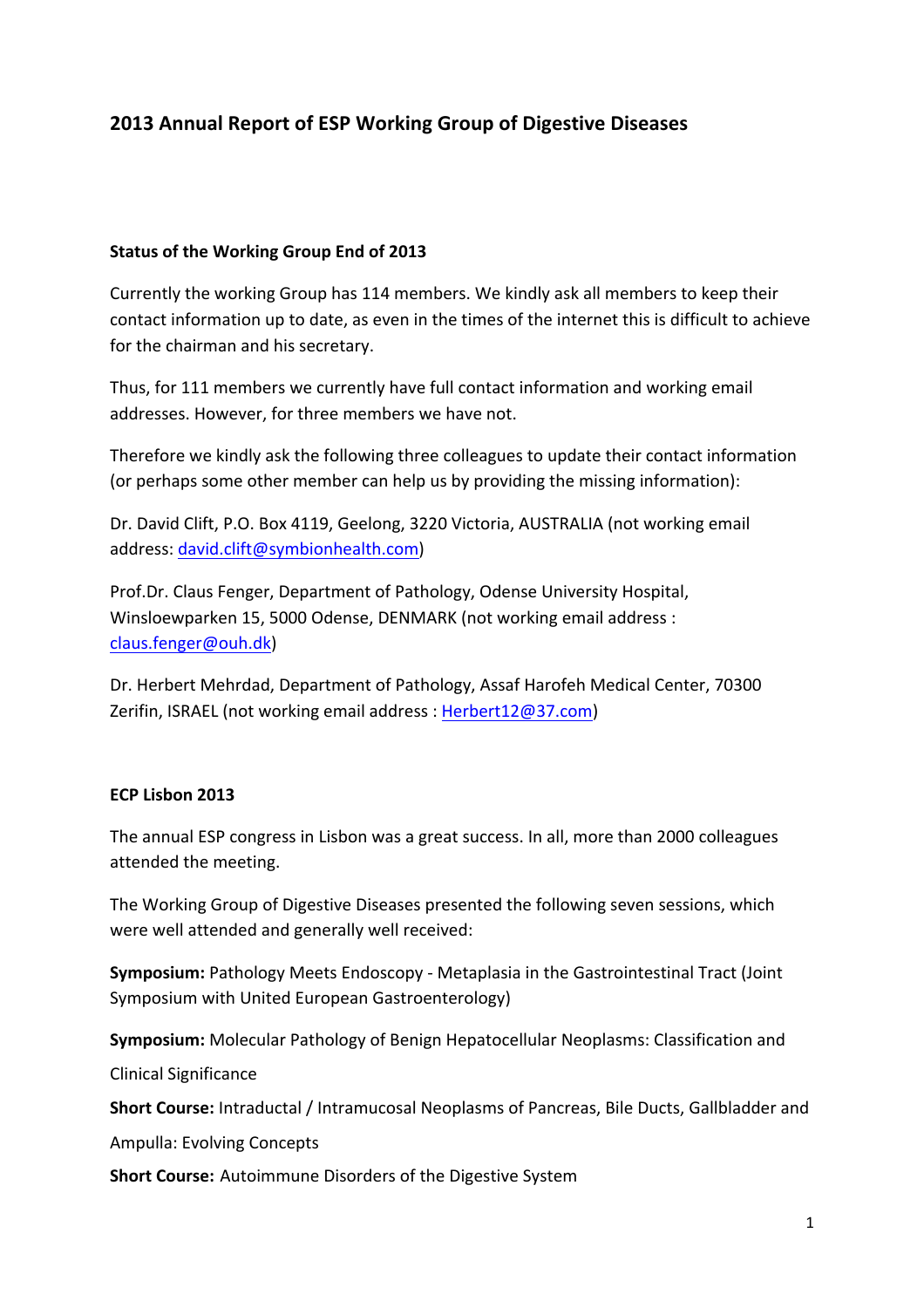# 2013 Annual Report of ESP Working Group of Digestive Diseases

## Status of the Working Group End of 2013

Currently the working Group has 114 members. We kindly ask all members to keep their contact information up to date, as even in the times of the internet this is difficult to achieve for the chairman and his secretary.

Thus, for 111 members we currently have full contact information and working email addresses. However, for three members we have not.

Therefore we kindly ask the following three colleagues to update their contact information (or perhaps some other member can help us by providing the missing information):

Dr. David Clift, P.O. Box 4119, Geelong, 3220 Victoria, AUSTRALIA (not working email address: david.clift@symbionhealth.com)

Prof.Dr. Claus Fenger, Department of Pathology, Odense University Hospital, Winsloewparken 15, 5000 Odense, DENMARK (not working email address : claus.fenger@ouh.dk)

Dr. Herbert Mehrdad, Department of Pathology, Assaf Harofeh Medical Center, 70300 Zerifin, ISRAEL (not working email address : Herbert12@37.com)

## ECP Lisbon 2013

The annual ESP congress in Lisbon was a great success. In all, more than 2000 colleagues attended the meeting.

The Working Group of Digestive Diseases presented the following seven sessions, which were well attended and generally well received:

**Symposium:** Pathology Meets Endoscopy - Metaplasia in the Gastrointestinal Tract (Joint Symposium with United European Gastroenterology)

**Symposium:** Molecular Pathology of Benign Hepatocellular Neoplasms: Classification and Clinical Significance

**Short Course:** Intraductal / Intramucosal Neoplasms of Pancreas, Bile Ducts, Gallbladder and Ampulla: Evolving Concepts

**Short Course:** Autoimmune Disorders of the Digestive System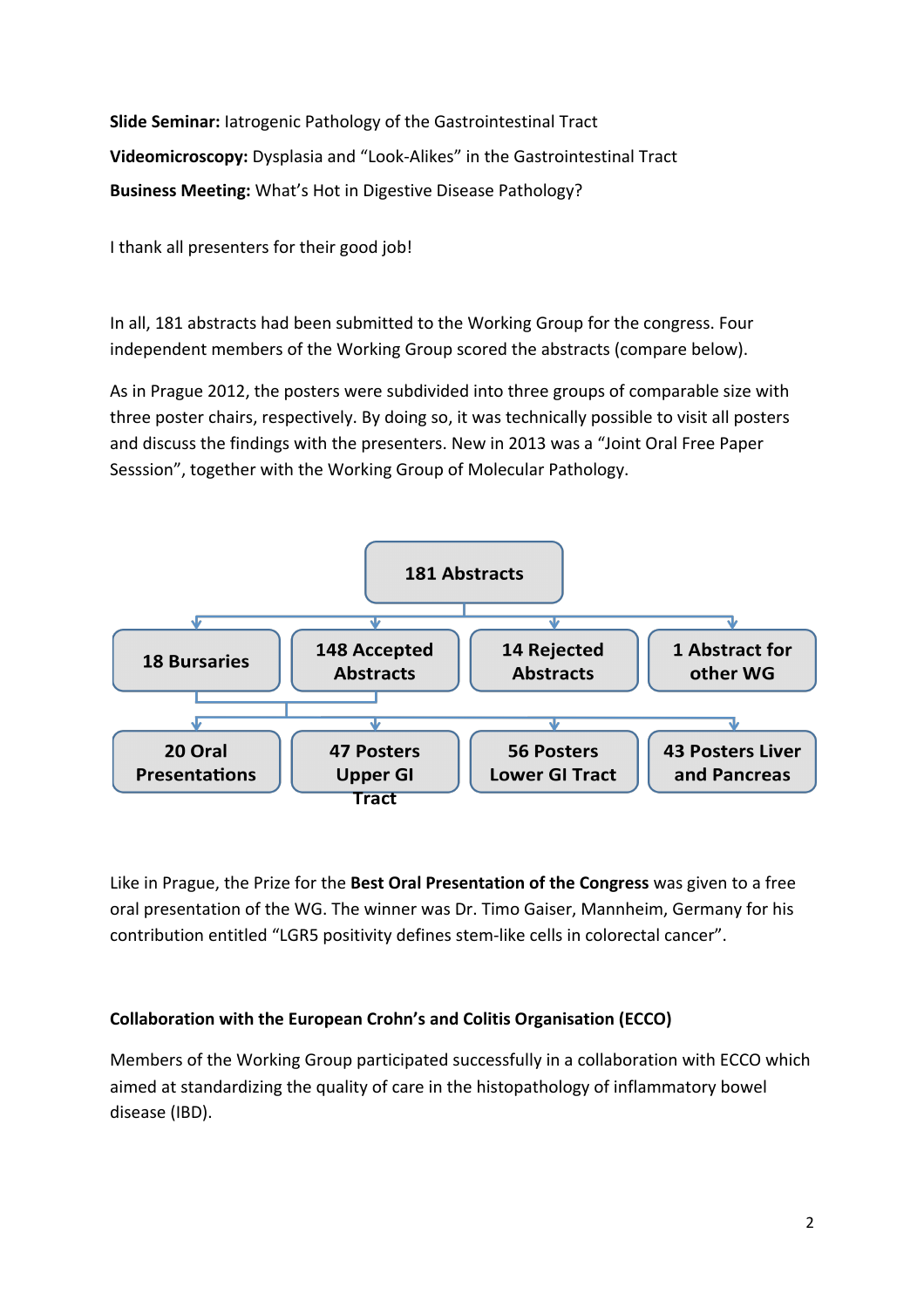**Slide Seminar:** Iatrogenic Pathology of the Gastrointestinal Tract

**Videomicroscopy:** Dysplasia and "Look-Alikes" in the Gastrointestinal Tract

**Business Meeting:** What's Hot in Digestive Disease Pathology?

I thank all presenters for their good job!

In all, 181 abstracts had been submitted to the Working Group for the congress. Four independent members of the Working Group scored the abstracts (compare below).

As in Prague 2012, the posters were subdivided into three groups of comparable size with three poster chairs, respectively. By doing so, it was technically possible to visit all posters and discuss the findings with the presenters. New in 2013 was a "Joint Oral Free Paper Sesssion", together with the Working Group of Molecular Pathology.

**181 Abstracts**

- **18 Bursaries**
- **148 Accepted Abstracts**
- **14 Rejected Abstracts**
- **1 Abstract for other WG**

(18 Bursaries + 148 Accepted Abstracts →)

- **20 Oral Presentations**
- **47 Posters Upper GI Tract**
- **56 Posters Lower GI Tract**
- **43 Posters Liver and Pancreas**

Like in Prague, the Prize for the **Best Oral Presentation of the Congress** was given to a free oral presentation of the WG. The winner was Dr. Timo Gaiser, Mannheim, Germany for his contribution entitled "LGR5 positivity defines stem-like cells in colorectal cancer".

**Collaboration with the European Crohn's and Colitis Organisation (ECCO)**

Members of the Working Group participated successfully in a collaboration with ECCO which aimed at standardizing the quality of care in the histopathology of inflammatory bowel disease (IBD).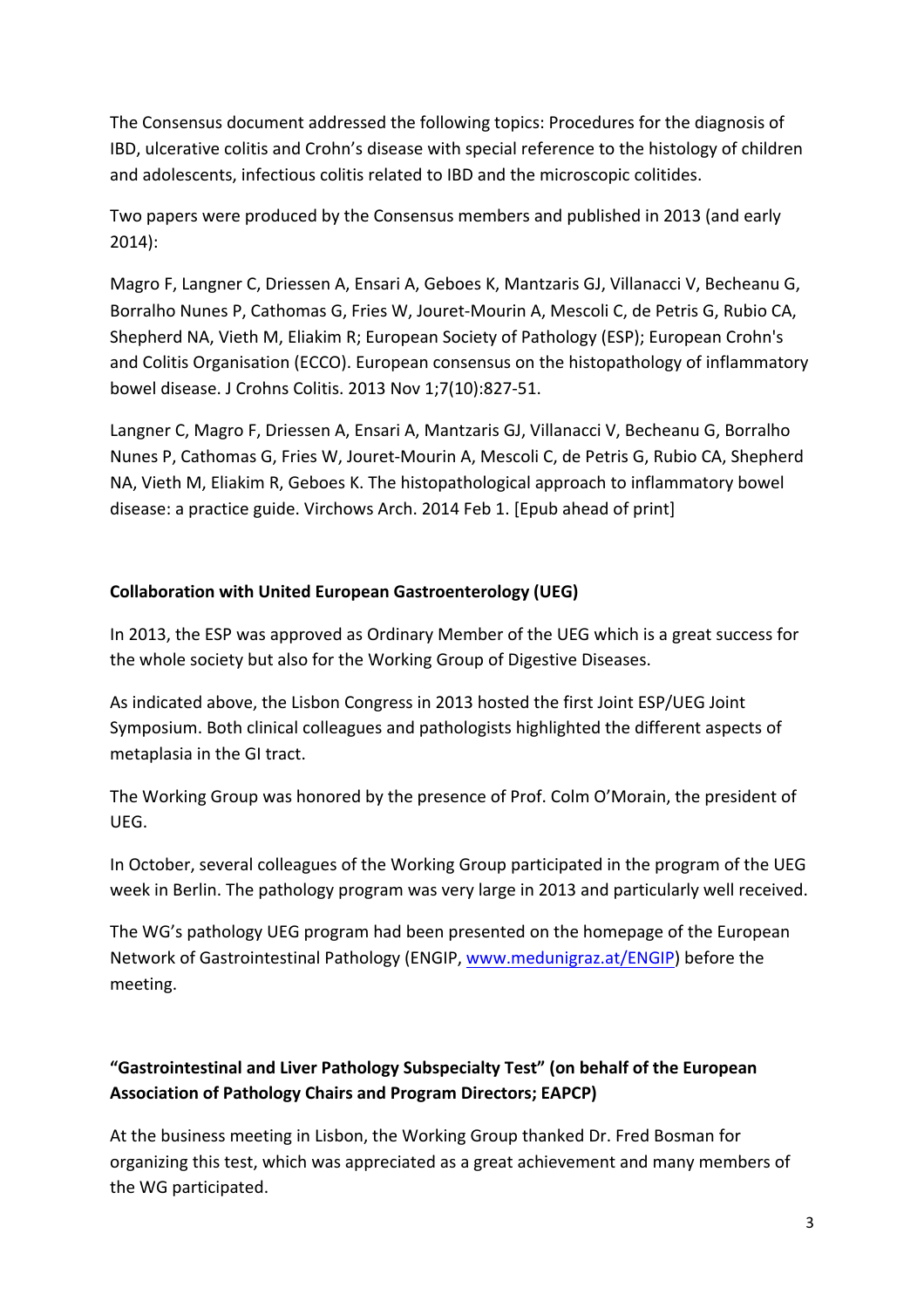The Consensus document addressed the following topics: Procedures for the diagnosis of IBD, ulcerative colitis and Crohn's disease with special reference to the histology of children and adolescents, infectious colitis related to IBD and the microscopic colitides.

Two papers were produced by the Consensus members and published in 2013 (and early 2014):

Magro F, Langner C, Driessen A, Ensari A, Geboes K, Mantzaris GJ, Villanacci V, Becheanu G, Borralho Nunes P, Cathomas G, Fries W, Jouret-Mourin A, Mescoli C, de Petris G, Rubio CA, Shepherd NA, Vieth M, Eliakim R; European Society of Pathology (ESP); European Crohn's and Colitis Organisation (ECCO). European consensus on the histopathology of inflammatory bowel disease. J Crohns Colitis. 2013 Nov 1;7(10):827-51.

Langner C, Magro F, Driessen A, Ensari A, Mantzaris GJ, Villanacci V, Becheanu G, Borralho Nunes P, Cathomas G, Fries W, Jouret-Mourin A, Mescoli C, de Petris G, Rubio CA, Shepherd NA, Vieth M, Eliakim R, Geboes K. The histopathological approach to inflammatory bowel disease: a practice guide. Virchows Arch. 2014 Feb 1. [Epub ahead of print]

**Collaboration with United European Gastroenterology (UEG)**

In 2013, the ESP was approved as Ordinary Member of the UEG which is a great success for the whole society but also for the Working Group of Digestive Diseases.

As indicated above, the Lisbon Congress in 2013 hosted the first Joint ESP/UEG Joint Symposium. Both clinical colleagues and pathologists highlighted the different aspects of metaplasia in the GI tract.

The Working Group was honored by the presence of Prof. Colm O'Morain, the president of UEG.

In October, several colleagues of the Working Group participated in the program of the UEG week in Berlin. The pathology program was very large in 2013 and particularly well received.

The WG's pathology UEG program had been presented on the homepage of the European Network of Gastrointestinal Pathology (ENGIP, www.medunigraz.at/ENGIP) before the meeting.

**"Gastrointestinal and Liver Pathology Subspecialty Test" (on behalf of the European Association of Pathology Chairs and Program Directors; EAPCP)**

At the business meeting in Lisbon, the Working Group thanked Dr. Fred Bosman for organizing this test, which was appreciated as a great achievement and many members of the WG participated.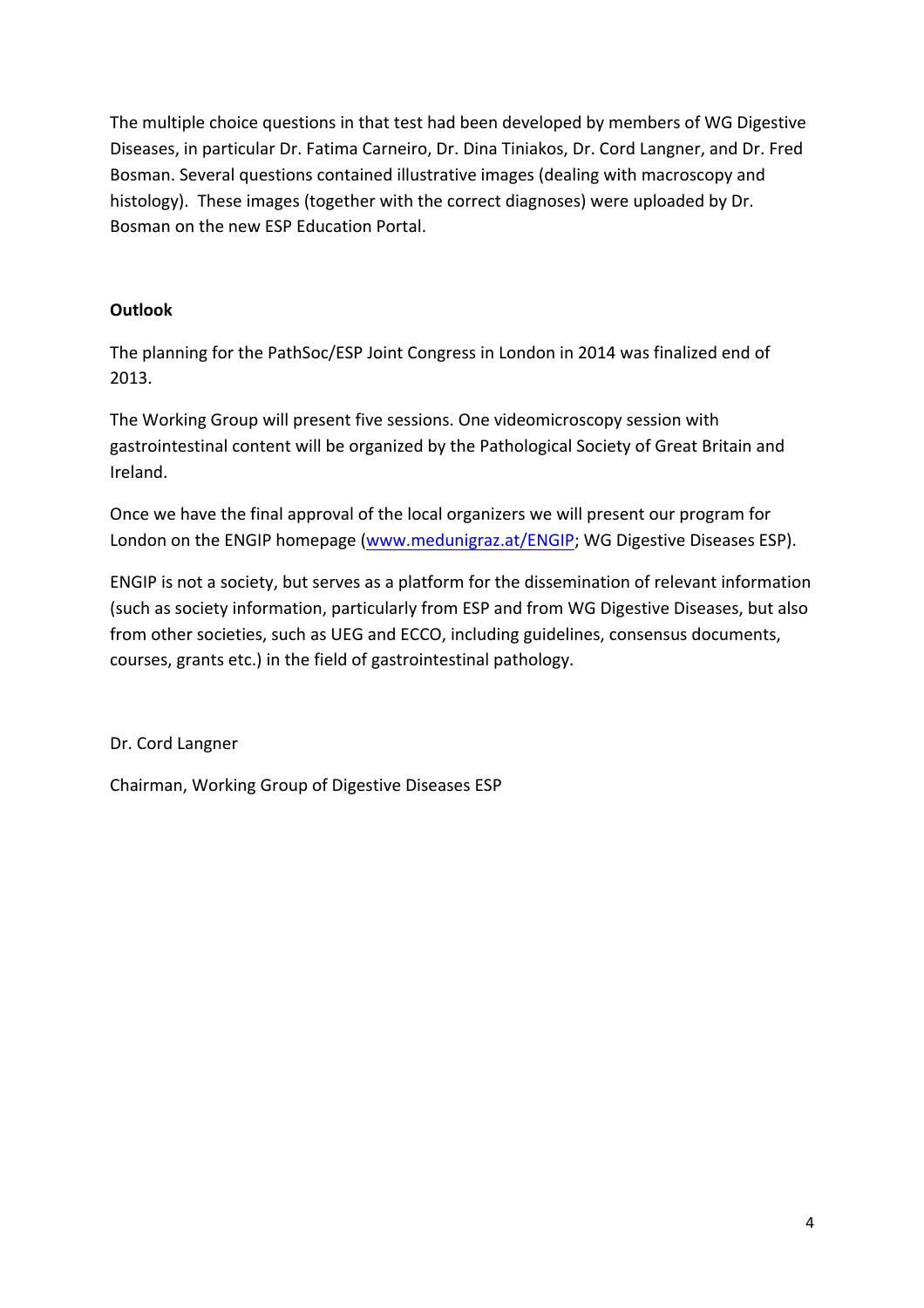The multiple choice questions in that test had been developed by members of WG Digestive Diseases, in particular Dr. Fatima Carneiro, Dr. Dina Tiniakos, Dr. Cord Langner, and Dr. Fred Bosman. Several questions contained illustrative images (dealing with macroscopy and histology). These images (together with the correct diagnoses) were uploaded by Dr. Bosman on the new ESP Education Portal.

**Outlook**

The planning for the PathSoc/ESP Joint Congress in London in 2014 was finalized end of 2013.

The Working Group will present five sessions. One videomicroscopy session with gastrointestinal content will be organized by the Pathological Society of Great Britain and Ireland.

Once we have the final approval of the local organizers we will present our program for London on the ENGIP homepage (www.medunigraz.at/ENGIP; WG Digestive Diseases ESP).

ENGIP is not a society, but serves as a platform for the dissemination of relevant information (such as society information, particularly from ESP and from WG Digestive Diseases, but also from other societies, such as UEG and ECCO, including guidelines, consensus documents, courses, grants etc.) in the field of gastrointestinal pathology.

Dr. Cord Langner

Chairman, Working Group of Digestive Diseases ESP